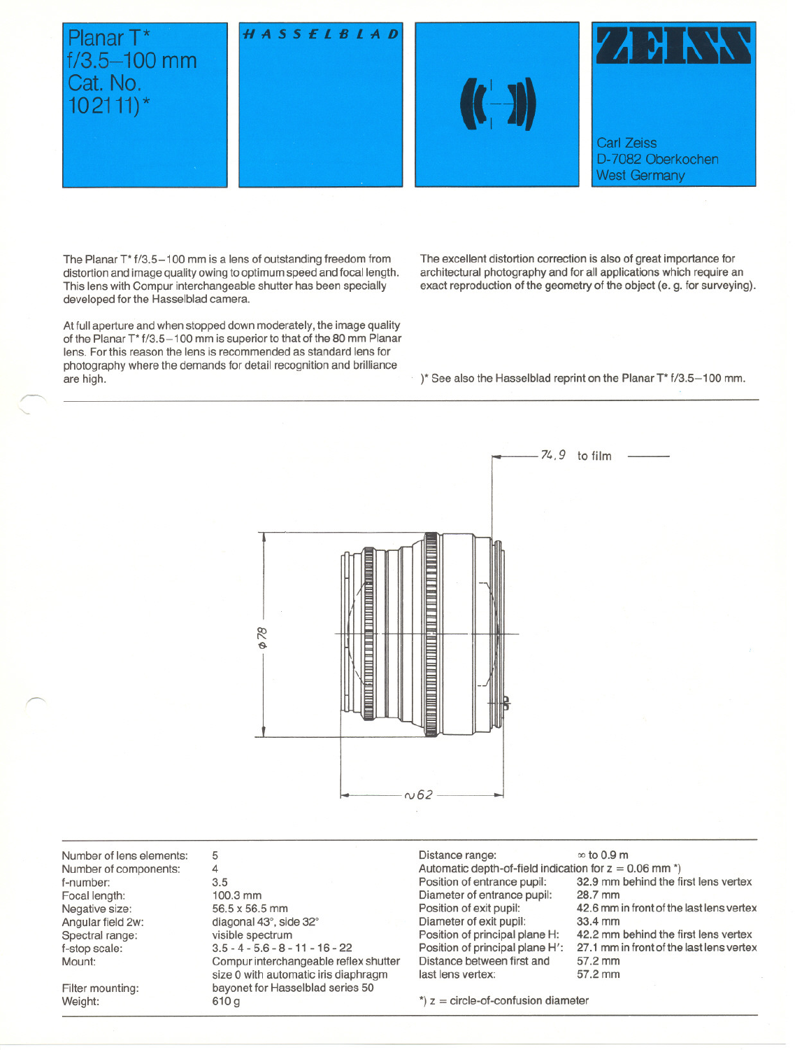# Planar T* f/3.5–100 mm Cat. No. 10 21 11)*

HASSELBLAD

ZEISS

Carl Zeiss
D-7082 Oberkochen
West Germany

The Planar T* f/3.5–100 mm is a lens of outstanding freedom from distortion and image quality owing to optimum speed and focal length. This lens with Compur interchangeable shutter has been specially developed for the Hasselblad camera.

At full aperture and when stopped down moderately, the image quality of the Planar T* f/3.5–100 mm is superior to that of the 80 mm Planar lens. For this reason the lens is recommended as standard lens for photography where the demands for detail recognition and brilliance are high.

The excellent distortion correction is also of great importance for architectural photography and for all applications which require an exact reproduction of the geometry of the object (e. g. for surveying).

)* See also the Hasselblad reprint on the Planar T* f/3.5–100 mm.

74,9 to film

ϕ 78

~62

| | |
|---|---|
| Number of lens elements: | 5 |
| Number of components: | 4 |
| f-number: | 3.5 |
| Focal length: | 100.3 mm |
| Negative size: | 56.5 x 56.5 mm |
| Angular field 2w: | diagonal 43°, side 32° |
| Spectral range: | visible spectrum |
| f-stop scale: | 3.5 - 4 - 5.6 - 8 - 11 - 16 - 22 |
| Mount: | Compur interchangeable reflex shutter size 0 with automatic iris diaphragm |
| Filter mounting: | bayonet for Hasselblad series 50 |
| Weight: | 610 g |

| | |
|---|---|
| Distance range: | ∞ to 0.9 m |
| Automatic depth-of-field indication for z = 0.06 mm *) | |
| Position of entrance pupil: | 32.9 mm behind the first lens vertex |
| Diameter of entrance pupil: | 28.7 mm |
| Position of exit pupil: | 42.6 mm in front of the last lens vertex |
| Diameter of exit pupil: | 33.4 mm |
| Position of principal plane H: | 42.2 mm behind the first lens vertex |
| Position of principal plane H': | 27.1 mm in front of the last lens vertex |
| Distance between first and last lens vertex: | 57.2 mm |

*) z = circle-of-confusion diameter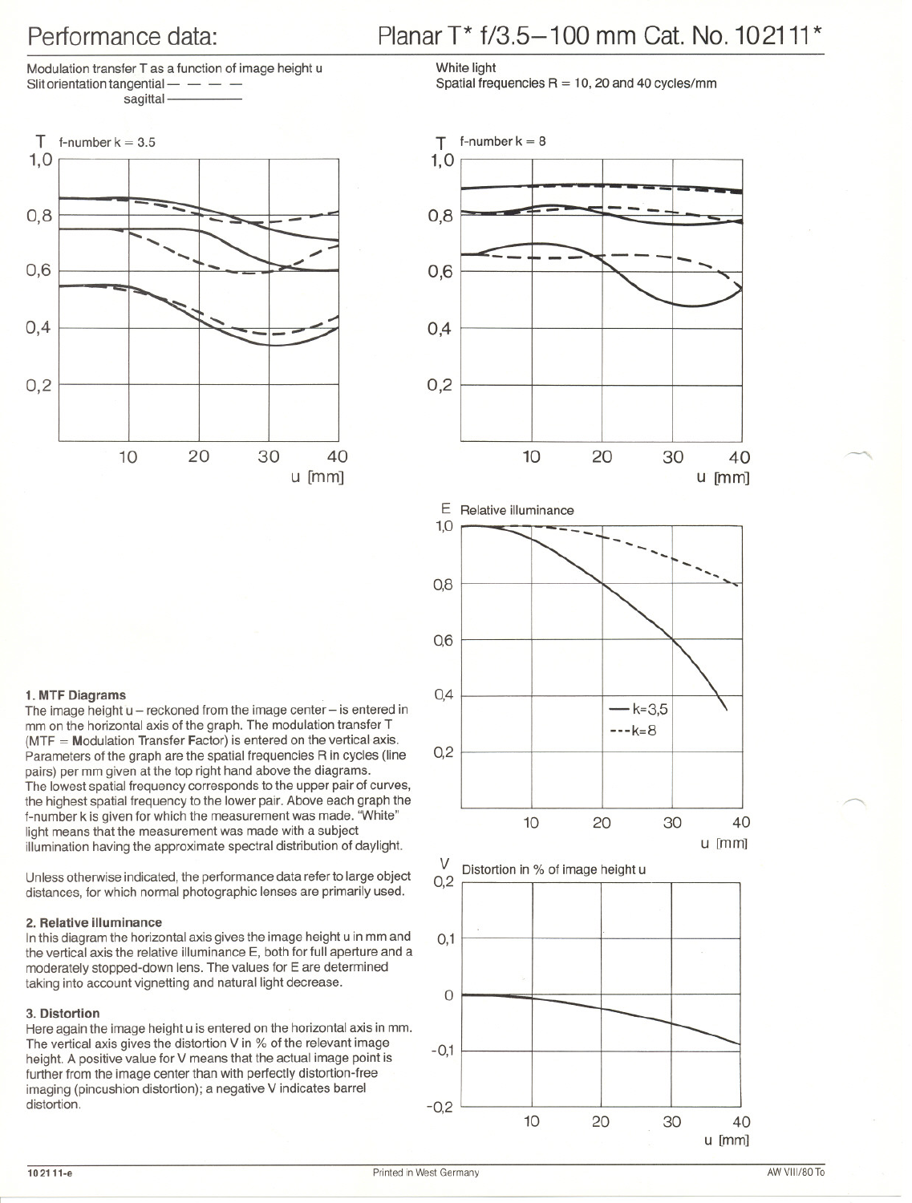# Performance data: Planar T* f/3.5–100 mm Cat. No. 10 21 11*

Modulation transfer T as a function of image height u
Slit orientation tangential — — — —
sagittal ————

White light
Spatial frequencies R = 10, 20 and 40 cycles/mm

T f-number k = 3.5
1,0
0,8
0,6
0,4
0,2
10 20 30 40
u [mm]

T f-number k = 8
1,0
0,8
0,6
0,4
0,2
10 20 30 40
u [mm]

E Relative illuminance
1,0
0,8
0,6
0,4
0,2
— k=3,5
--- k=8
10 20 30 40
u [mm]

V Distortion in % of image height u
0,2
0,1
0
-0,1
-0,2
10 20 30 40
u [mm]

### 1. MTF Diagrams

The image height u – reckoned from the image center – is entered in mm on the horizontal axis of the graph. The modulation transfer T (MTF = Modulation Transfer Factor) is entered on the vertical axis. Parameters of the graph are the spatial frequencies R in cycles (line pairs) per mm given at the top right hand above the diagrams. The lowest spatial frequency corresponds to the upper pair of curves, the highest spatial frequency to the lower pair. Above each graph the f-number k is given for which the measurement was made. "White" light means that the measurement was made with a subject illumination having the approximate spectral distribution of daylight.

Unless otherwise indicated, the performance data refer to large object distances, for which normal photographic lenses are primarily used.

### 2. Relative illuminance

In this diagram the horizontal axis gives the image height u in mm and the vertical axis the relative illuminance E, both for full aperture and a moderately stopped-down lens. The values for E are determined taking into account vignetting and natural light decrease.

### 3. Distortion

Here again the image height u is entered on the horizontal axis in mm. The vertical axis gives the distortion V in % of the relevant image height. A positive value for V means that the actual image point is further from the image center than with perfectly distortion-free imaging (pincushion distortion); a negative V indicates barrel distortion.

10 21 11-e Printed in West Germany AW VIII/80 To